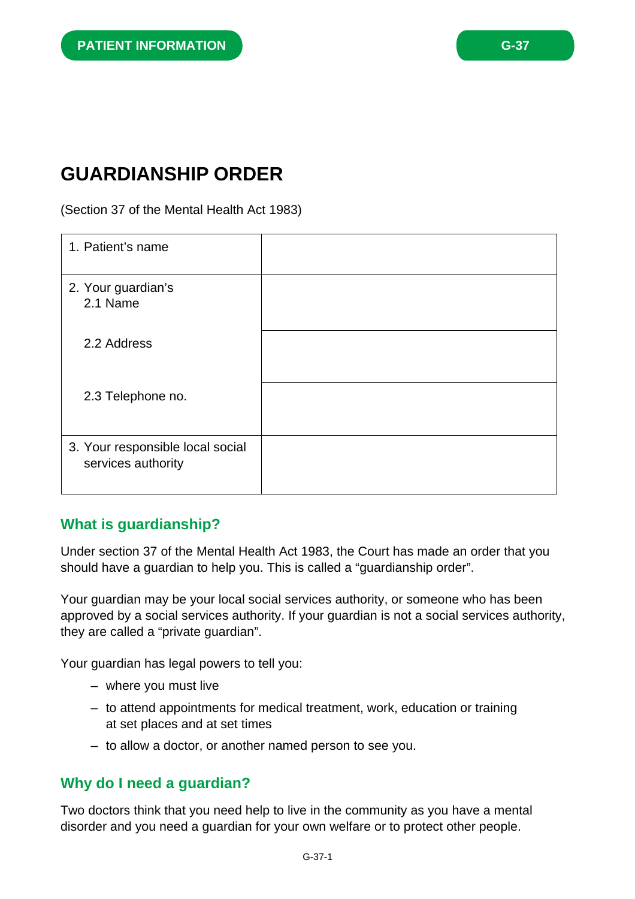PATIENT INFORMATION

G-37

# GUARDIANSHIP ORDER

(Section 37 of the Mental Health Act 1983)

| | |
|---|---|
| 1. Patient's name | |
| 2. Your guardian's<br>2.1 Name | |
| 2.2 Address | |
| 2.3 Telephone no. | |
| 3. Your responsible local social services authority | |

## What is guardianship?

Under section 37 of the Mental Health Act 1983, the Court has made an order that you should have a guardian to help you. This is called a "guardianship order".

Your guardian may be your local social services authority, or someone who has been approved by a social services authority. If your guardian is not a social services authority, they are called a "private guardian".

Your guardian has legal powers to tell you:

- where you must live
- to attend appointments for medical treatment, work, education or training at set places and at set times
- to allow a doctor, or another named person to see you.

## Why do I need a guardian?

Two doctors think that you need help to live in the community as you have a mental disorder and you need a guardian for your own welfare or to protect other people.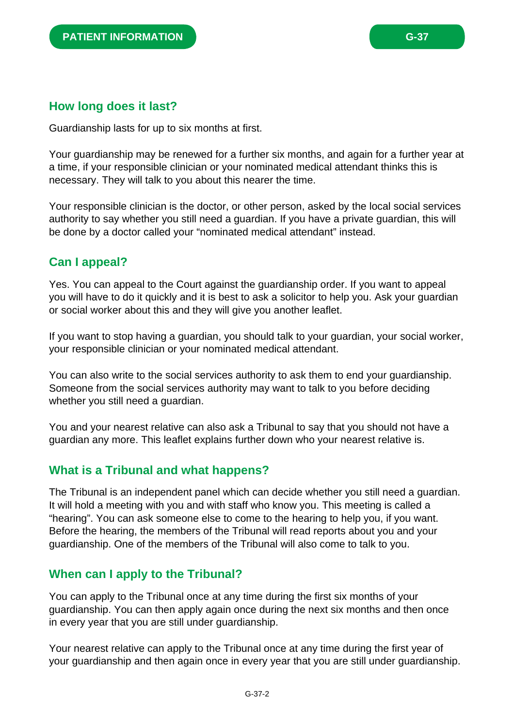## How long does it last?

Guardianship lasts for up to six months at first.

Your guardianship may be renewed for a further six months, and again for a further year at a time, if your responsible clinician or your nominated medical attendant thinks this is necessary. They will talk to you about this nearer the time.

Your responsible clinician is the doctor, or other person, asked by the local social services authority to say whether you still need a guardian. If you have a private guardian, this will be done by a doctor called your "nominated medical attendant" instead.

## Can I appeal?

Yes. You can appeal to the Court against the guardianship order. If you want to appeal you will have to do it quickly and it is best to ask a solicitor to help you. Ask your guardian or social worker about this and they will give you another leaflet.

If you want to stop having a guardian, you should talk to your guardian, your social worker, your responsible clinician or your nominated medical attendant.

You can also write to the social services authority to ask them to end your guardianship. Someone from the social services authority may want to talk to you before deciding whether you still need a guardian.

You and your nearest relative can also ask a Tribunal to say that you should not have a guardian any more. This leaflet explains further down who your nearest relative is.

## What is a Tribunal and what happens?

The Tribunal is an independent panel which can decide whether you still need a guardian. It will hold a meeting with you and with staff who know you. This meeting is called a "hearing". You can ask someone else to come to the hearing to help you, if you want. Before the hearing, the members of the Tribunal will read reports about you and your guardianship. One of the members of the Tribunal will also come to talk to you.

## When can I apply to the Tribunal?

You can apply to the Tribunal once at any time during the first six months of your guardianship. You can then apply again once during the next six months and then once in every year that you are still under guardianship.

Your nearest relative can apply to the Tribunal once at any time during the first year of your guardianship and then again once in every year that you are still under guardianship.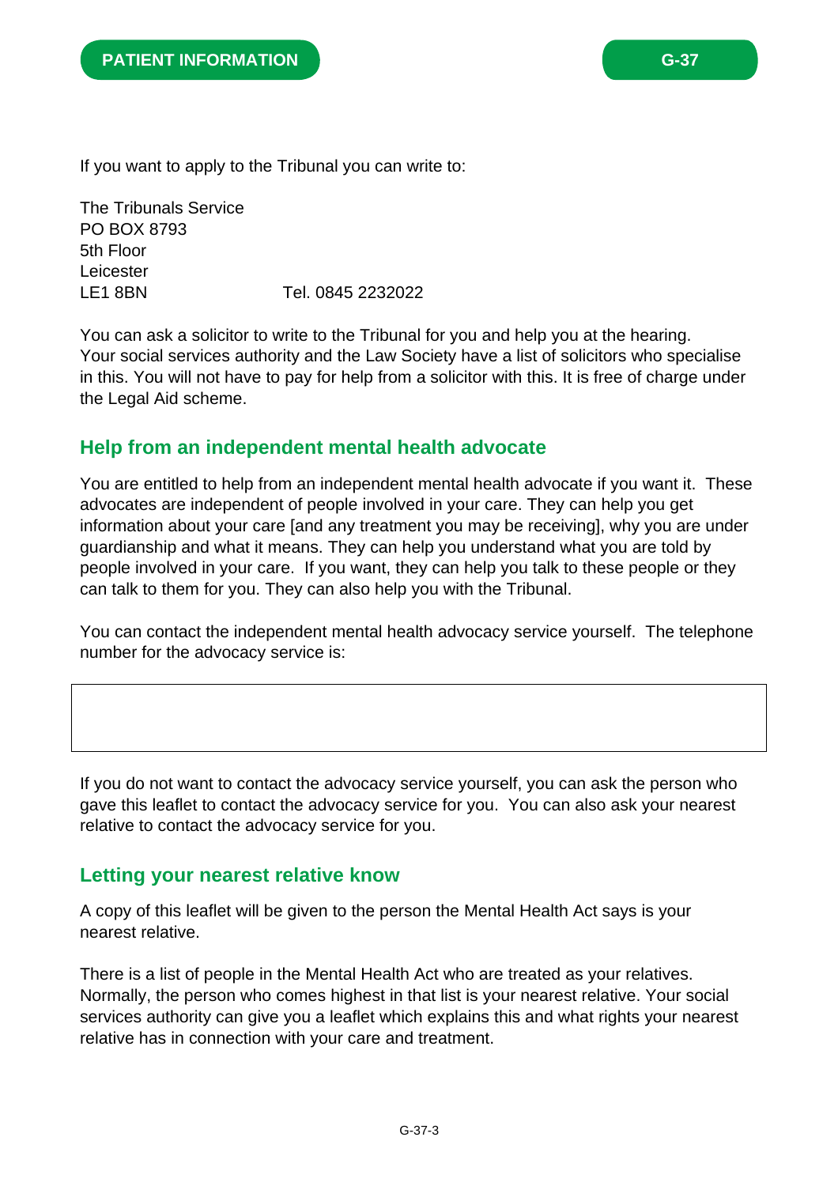If you want to apply to the Tribunal you can write to:

The Tribunals Service  
PO BOX 8793  
5th Floor  
Leicester  
LE1 8BN Tel. 0845 2232022

You can ask a solicitor to write to the Tribunal for you and help you at the hearing. Your social services authority and the Law Society have a list of solicitors who specialise in this. You will not have to pay for help from a solicitor with this. It is free of charge under the Legal Aid scheme.

## Help from an independent mental health advocate

You are entitled to help from an independent mental health advocate if you want it. These advocates are independent of people involved in your care. They can help you get information about your care [and any treatment you may be receiving], why you are under guardianship and what it means. They can help you understand what you are told by people involved in your care. If you want, they can help you talk to these people or they can talk to them for you. They can also help you with the Tribunal.

You can contact the independent mental health advocacy service yourself. The telephone number for the advocacy service is:

| |
|---|
| |

If you do not want to contact the advocacy service yourself, you can ask the person who gave this leaflet to contact the advocacy service for you. You can also ask your nearest relative to contact the advocacy service for you.

## Letting your nearest relative know

A copy of this leaflet will be given to the person the Mental Health Act says is your nearest relative.

There is a list of people in the Mental Health Act who are treated as your relatives. Normally, the person who comes highest in that list is your nearest relative. Your social services authority can give you a leaflet which explains this and what rights your nearest relative has in connection with your care and treatment.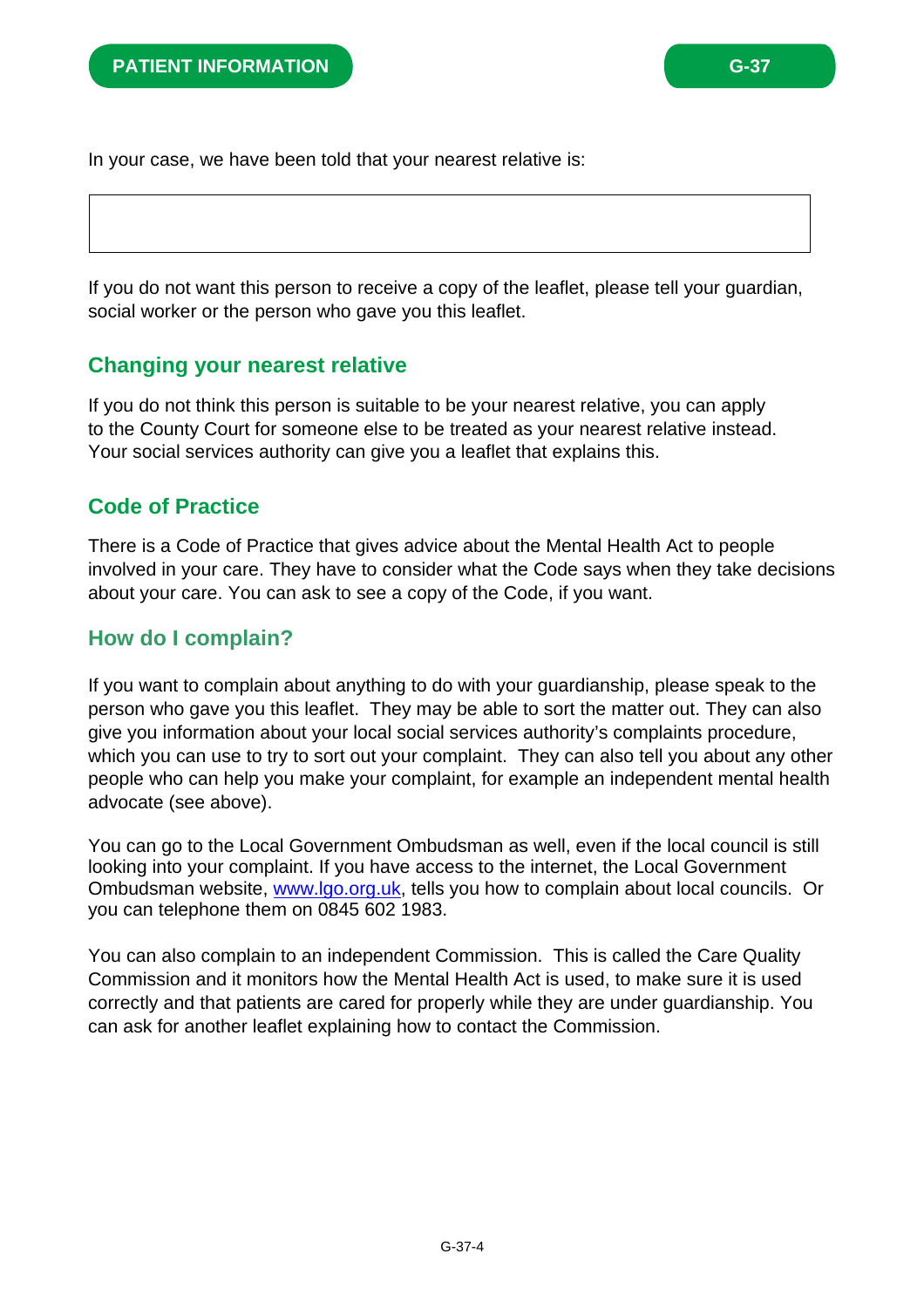In your case, we have been told that your nearest relative is:

| |
|---|
| |

If you do not want this person to receive a copy of the leaflet, please tell your guardian, social worker or the person who gave you this leaflet.

## Changing your nearest relative

If you do not think this person is suitable to be your nearest relative, you can apply to the County Court for someone else to be treated as your nearest relative instead. Your social services authority can give you a leaflet that explains this.

## Code of Practice

There is a Code of Practice that gives advice about the Mental Health Act to people involved in your care. They have to consider what the Code says when they take decisions about your care. You can ask to see a copy of the Code, if you want.

## How do I complain?

If you want to complain about anything to do with your guardianship, please speak to the person who gave you this leaflet. They may be able to sort the matter out. They can also give you information about your local social services authority's complaints procedure, which you can use to try to sort out your complaint. They can also tell you about any other people who can help you make your complaint, for example an independent mental health advocate (see above).

You can go to the Local Government Ombudsman as well, even if the local council is still looking into your complaint. If you have access to the internet, the Local Government Ombudsman website, www.lgo.org.uk, tells you how to complain about local councils. Or you can telephone them on 0845 602 1983.

You can also complain to an independent Commission. This is called the Care Quality Commission and it monitors how the Mental Health Act is used, to make sure it is used correctly and that patients are cared for properly while they are under guardianship. You can ask for another leaflet explaining how to contact the Commission.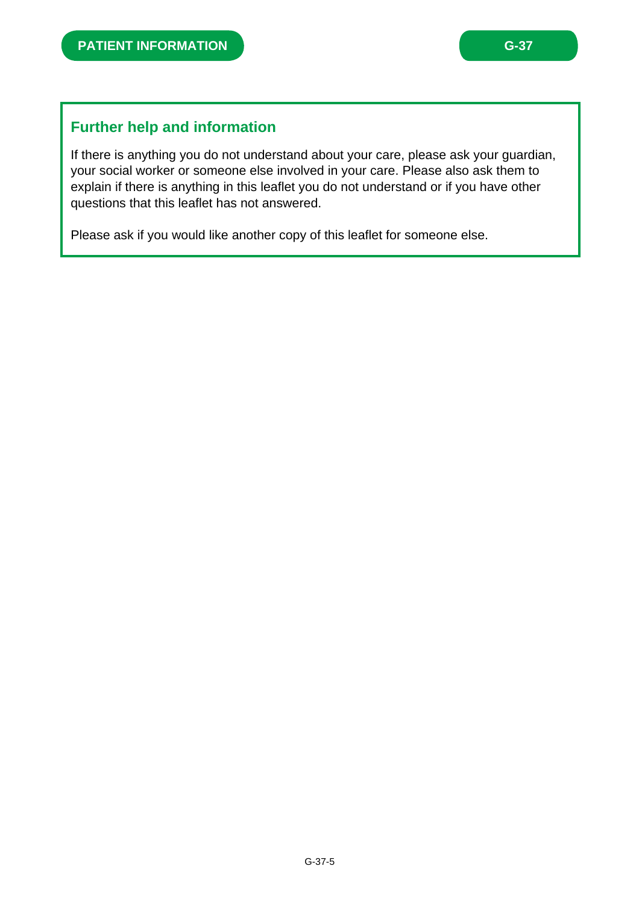## Further help and information

If there is anything you do not understand about your care, please ask your guardian, your social worker or someone else involved in your care. Please also ask them to explain if there is anything in this leaflet you do not understand or if you have other questions that this leaflet has not answered.

Please ask if you would like another copy of this leaflet for someone else.